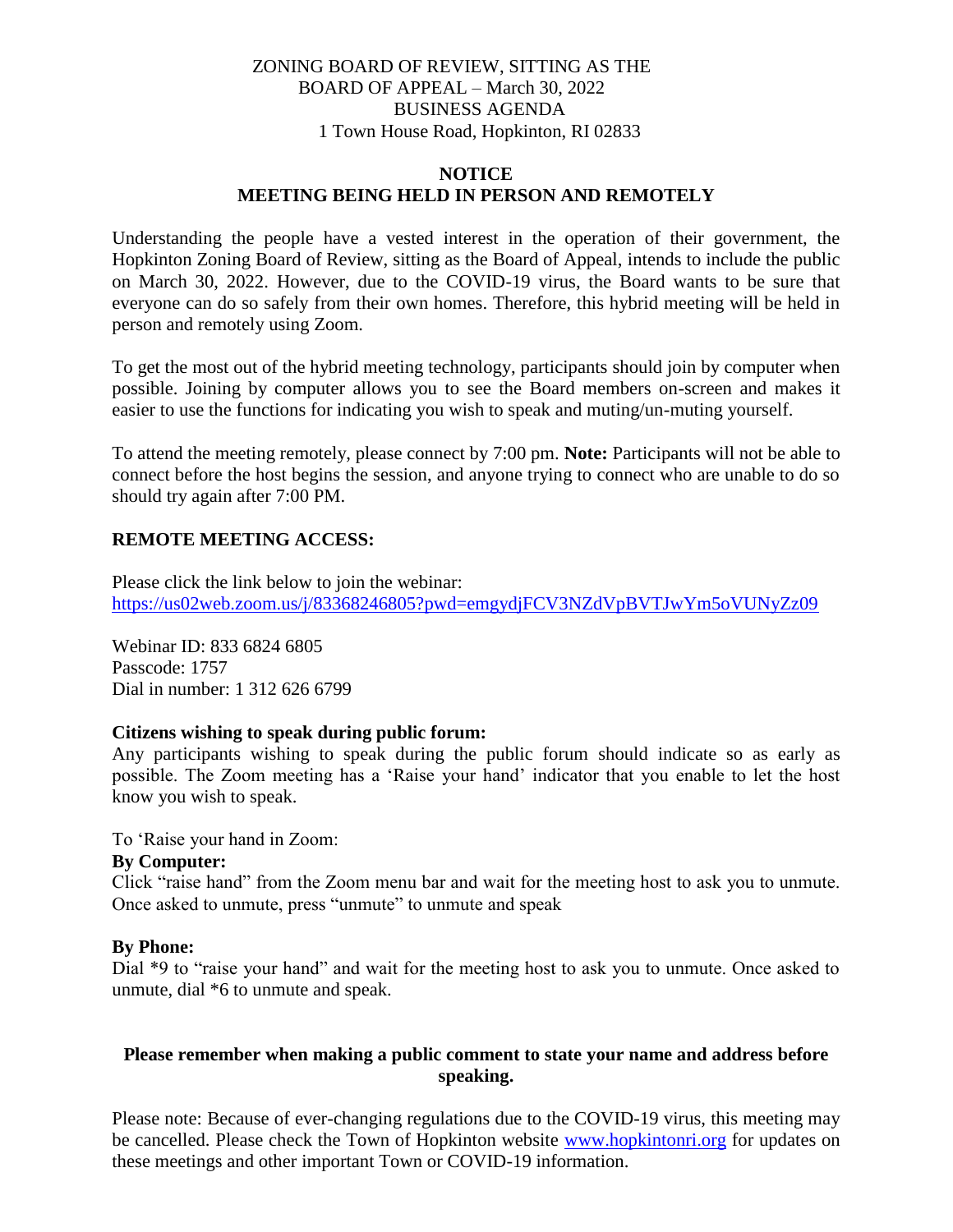ZONING BOARD OF REVIEW, SITTING AS THE
BOARD OF APPEAL – March 30, 2022
BUSINESS AGENDA
1 Town House Road, Hopkinton, RI 02833

**NOTICE**
**MEETING BEING HELD IN PERSON AND REMOTELY**

Understanding the people have a vested interest in the operation of their government, the Hopkinton Zoning Board of Review, sitting as the Board of Appeal, intends to include the public on March 30, 2022. However, due to the COVID-19 virus, the Board wants to be sure that everyone can do so safely from their own homes. Therefore, this hybrid meeting will be held in person and remotely using Zoom.

To get the most out of the hybrid meeting technology, participants should join by computer when possible. Joining by computer allows you to see the Board members on-screen and makes it easier to use the functions for indicating you wish to speak and muting/un-muting yourself.

To attend the meeting remotely, please connect by 7:00 pm. **Note:** Participants will not be able to connect before the host begins the session, and anyone trying to connect who are unable to do so should try again after 7:00 PM.

**REMOTE MEETING ACCESS:**

Please click the link below to join the webinar:
https://us02web.zoom.us/j/83368246805?pwd=emgydjFCV3NZdVpBVTJwYm5oVUNyZz09

Webinar ID: 833 6824 6805
Passcode: 1757
Dial in number: 1 312 626 6799

**Citizens wishing to speak during public forum:**
Any participants wishing to speak during the public forum should indicate so as early as possible. The Zoom meeting has a 'Raise your hand' indicator that you enable to let the host know you wish to speak.

To 'Raise your hand in Zoom:
**By Computer:**
Click "raise hand" from the Zoom menu bar and wait for the meeting host to ask you to unmute. Once asked to unmute, press "unmute" to unmute and speak

**By Phone:**
Dial *9 to "raise your hand" and wait for the meeting host to ask you to unmute. Once asked to unmute, dial *6 to unmute and speak.

**Please remember when making a public comment to state your name and address before speaking.**

Please note: Because of ever-changing regulations due to the COVID-19 virus, this meeting may be cancelled. Please check the Town of Hopkinton website www.hopkintonri.org for updates on these meetings and other important Town or COVID-19 information.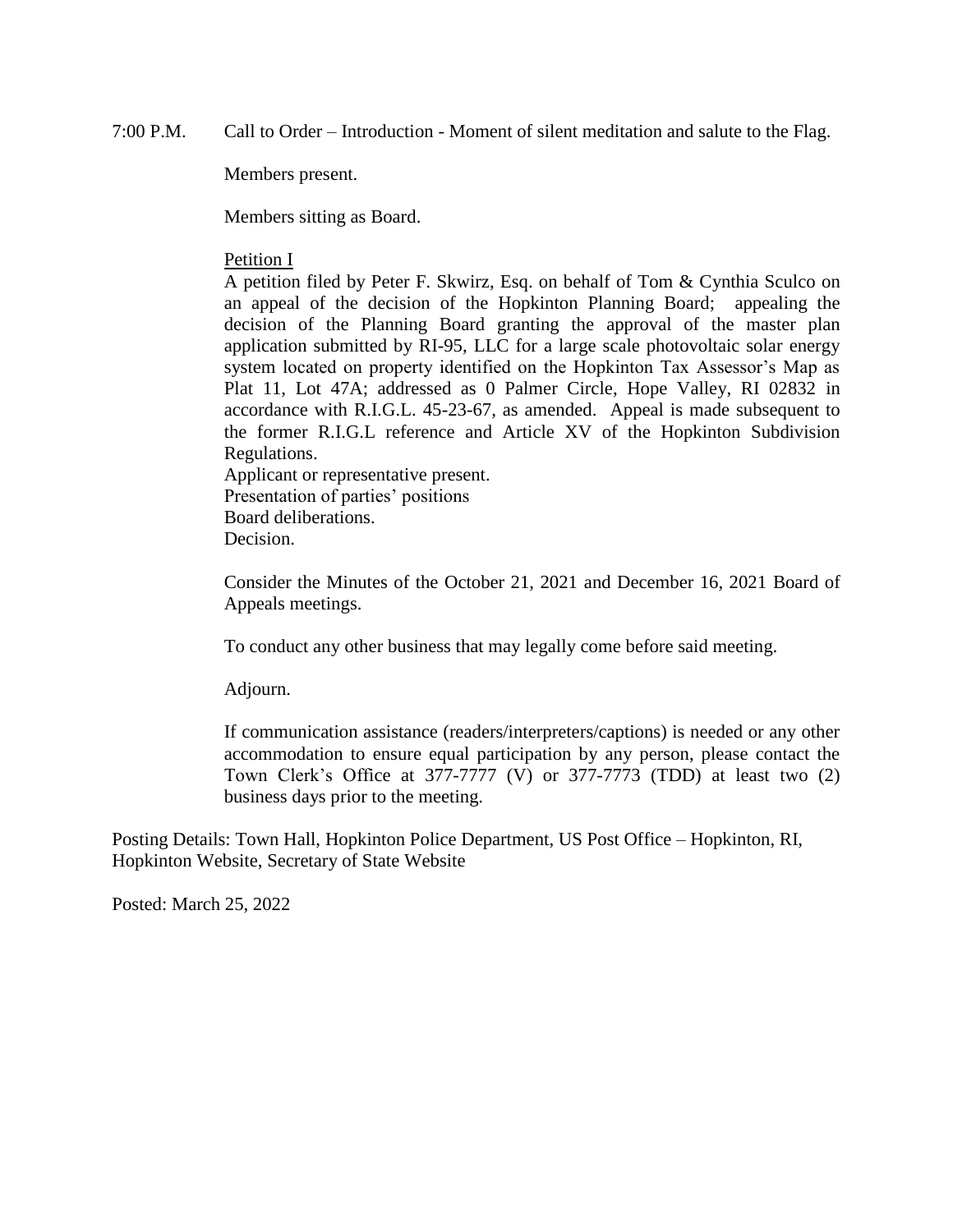7:00 P.M. Call to Order – Introduction - Moment of silent meditation and salute to the Flag.

Members present.

Members sitting as Board.

<u>Petition I</u>

A petition filed by Peter F. Skwirz, Esq. on behalf of Tom & Cynthia Sculco on an appeal of the decision of the Hopkinton Planning Board; appealing the decision of the Planning Board granting the approval of the master plan application submitted by RI-95, LLC for a large scale photovoltaic solar energy system located on property identified on the Hopkinton Tax Assessor's Map as Plat 11, Lot 47A; addressed as 0 Palmer Circle, Hope Valley, RI 02832 in accordance with R.I.G.L. 45-23-67, as amended. Appeal is made subsequent to the former R.I.G.L reference and Article XV of the Hopkinton Subdivision Regulations.

Applicant or representative present.
Presentation of parties' positions
Board deliberations.
Decision.

Consider the Minutes of the October 21, 2021 and December 16, 2021 Board of Appeals meetings.

To conduct any other business that may legally come before said meeting.

Adjourn.

If communication assistance (readers/interpreters/captions) is needed or any other accommodation to ensure equal participation by any person, please contact the Town Clerk's Office at 377-7777 (V) or 377-7773 (TDD) at least two (2) business days prior to the meeting.

Posting Details: Town Hall, Hopkinton Police Department, US Post Office – Hopkinton, RI, Hopkinton Website, Secretary of State Website

Posted: March 25, 2022